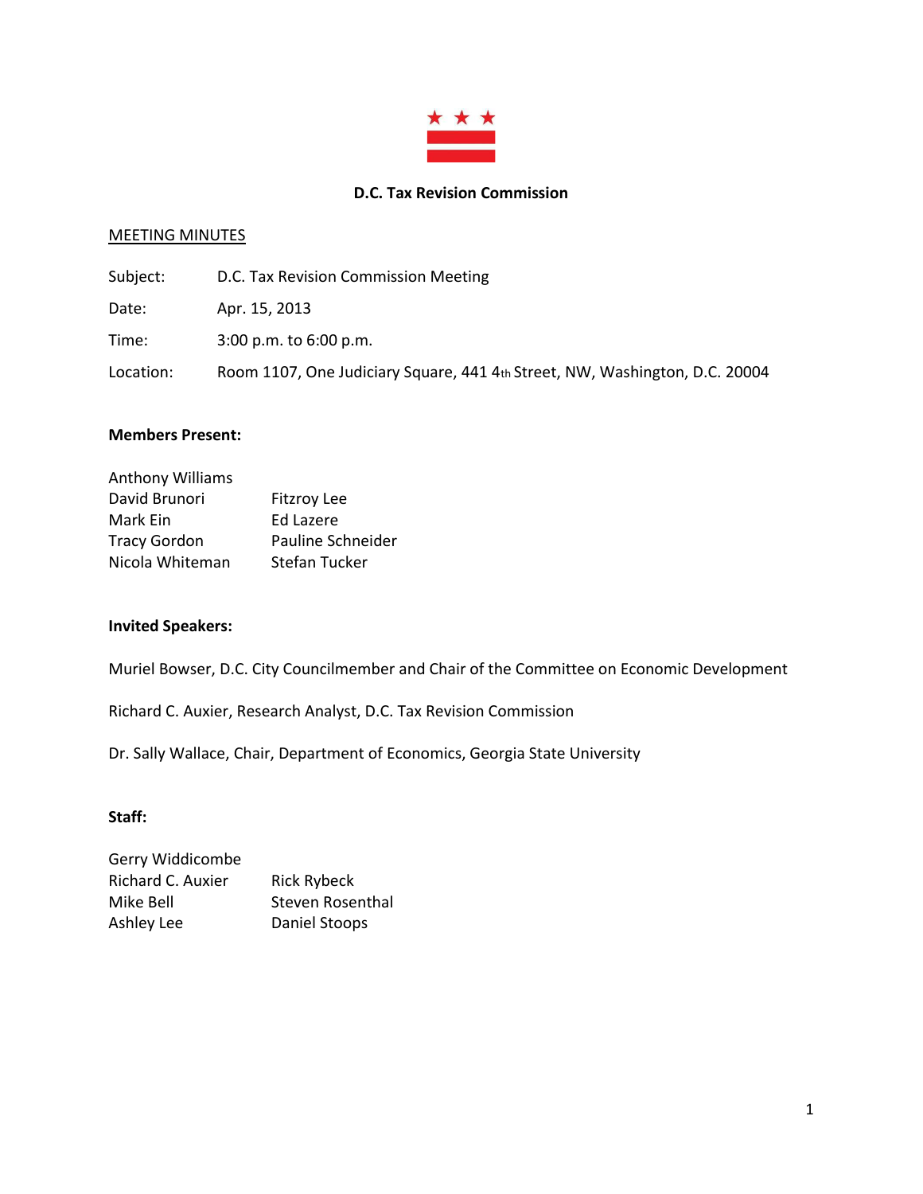# D.C. Tax Revision Commission

MEETING MINUTES

| | |
|---|---|
| Subject: | D.C. Tax Revision Commission Meeting |
| Date: | Apr. 15, 2013 |
| Time: | 3:00 p.m. to 6:00 p.m. |
| Location: | Room 1107, One Judiciary Square, 441 4th Street, NW, Washington, D.C. 20004 |

**Members Present:**

Anthony Williams
David Brunori
Mark Ein
Tracy Gordon
Nicola Whiteman
Fitzroy Lee
Ed Lazere
Pauline Schneider
Stefan Tucker

**Invited Speakers:**

Muriel Bowser, D.C. City Councilmember and Chair of the Committee on Economic Development

Richard C. Auxier, Research Analyst, D.C. Tax Revision Commission

Dr. Sally Wallace, Chair, Department of Economics, Georgia State University

**Staff:**

Gerry Widdicombe
Richard C. Auxier
Mike Bell
Ashley Lee
Rick Rybeck
Steven Rosenthal
Daniel Stoops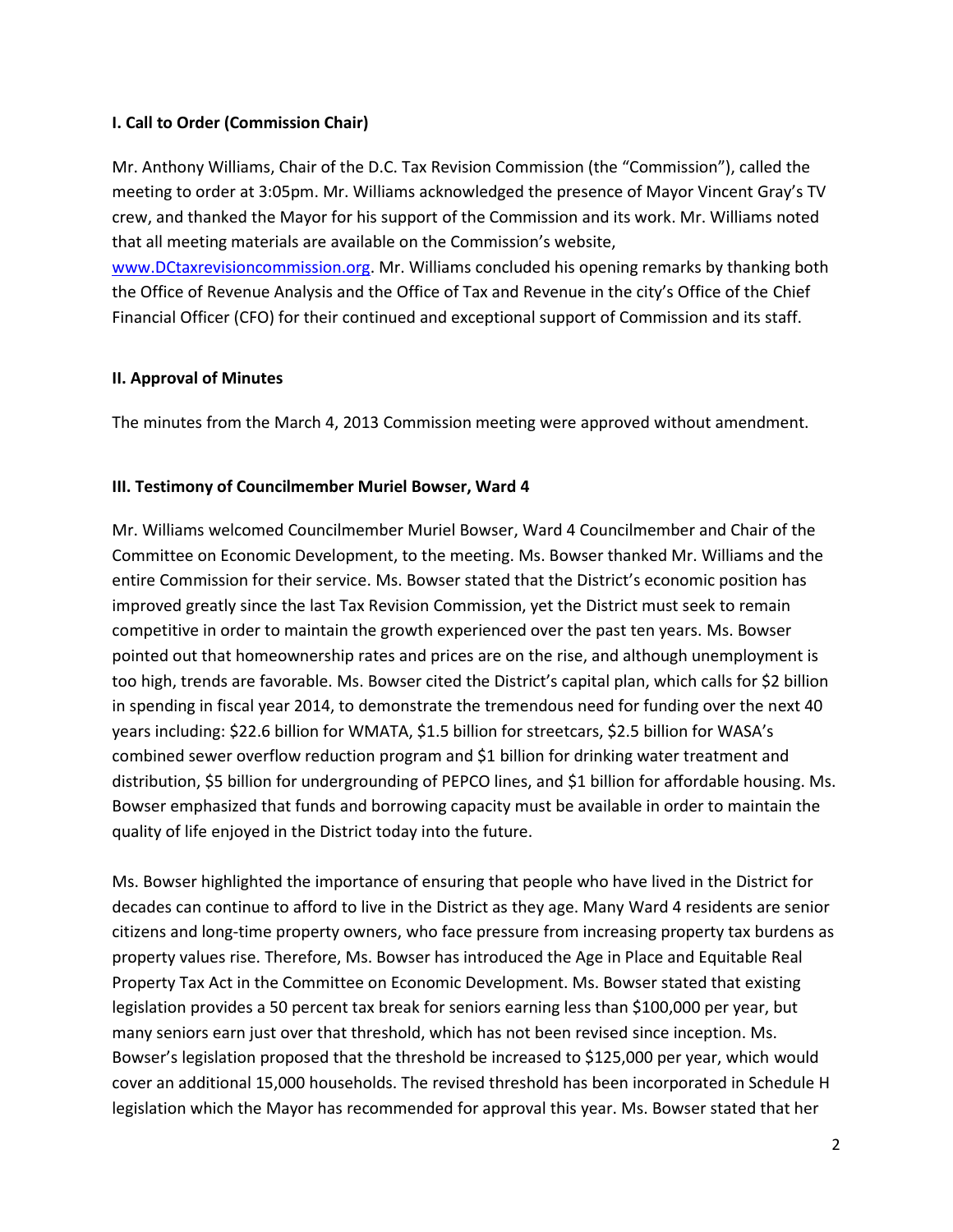### I. Call to Order (Commission Chair)

Mr. Anthony Williams, Chair of the D.C. Tax Revision Commission (the "Commission"), called the meeting to order at 3:05pm. Mr. Williams acknowledged the presence of Mayor Vincent Gray's TV crew, and thanked the Mayor for his support of the Commission and its work. Mr. Williams noted that all meeting materials are available on the Commission's website, www.DCtaxrevisioncommission.org. Mr. Williams concluded his opening remarks by thanking both the Office of Revenue Analysis and the Office of Tax and Revenue in the city's Office of the Chief Financial Officer (CFO) for their continued and exceptional support of Commission and its staff.

### II. Approval of Minutes

The minutes from the March 4, 2013 Commission meeting were approved without amendment.

### III. Testimony of Councilmember Muriel Bowser, Ward 4

Mr. Williams welcomed Councilmember Muriel Bowser, Ward 4 Councilmember and Chair of the Committee on Economic Development, to the meeting. Ms. Bowser thanked Mr. Williams and the entire Commission for their service. Ms. Bowser stated that the District's economic position has improved greatly since the last Tax Revision Commission, yet the District must seek to remain competitive in order to maintain the growth experienced over the past ten years. Ms. Bowser pointed out that homeownership rates and prices are on the rise, and although unemployment is too high, trends are favorable. Ms. Bowser cited the District's capital plan, which calls for $2 billion in spending in fiscal year 2014, to demonstrate the tremendous need for funding over the next 40 years including: $22.6 billion for WMATA, $1.5 billion for streetcars, $2.5 billion for WASA's combined sewer overflow reduction program and $1 billion for drinking water treatment and distribution, $5 billion for undergrounding of PEPCO lines, and $1 billion for affordable housing. Ms. Bowser emphasized that funds and borrowing capacity must be available in order to maintain the quality of life enjoyed in the District today into the future.

Ms. Bowser highlighted the importance of ensuring that people who have lived in the District for decades can continue to afford to live in the District as they age. Many Ward 4 residents are senior citizens and long-time property owners, who face pressure from increasing property tax burdens as property values rise. Therefore, Ms. Bowser has introduced the Age in Place and Equitable Real Property Tax Act in the Committee on Economic Development. Ms. Bowser stated that existing legislation provides a 50 percent tax break for seniors earning less than $100,000 per year, but many seniors earn just over that threshold, which has not been revised since inception. Ms. Bowser's legislation proposed that the threshold be increased to $125,000 per year, which would cover an additional 15,000 households. The revised threshold has been incorporated in Schedule H legislation which the Mayor has recommended for approval this year. Ms. Bowser stated that her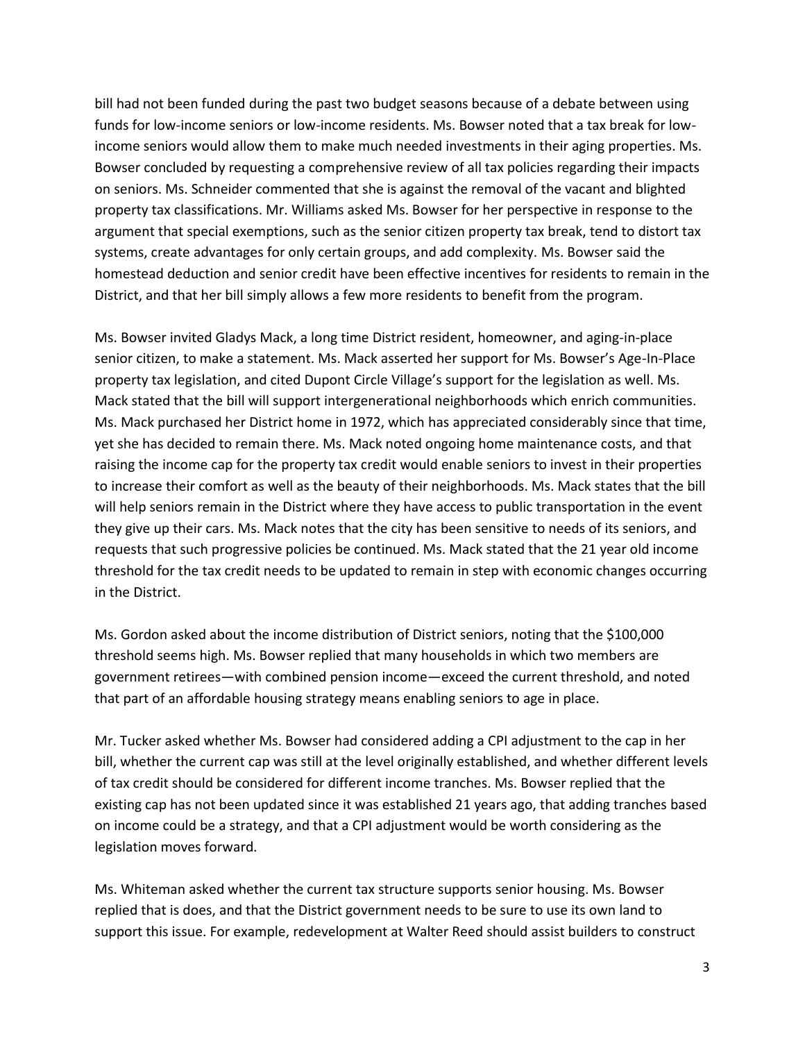bill had not been funded during the past two budget seasons because of a debate between using funds for low-income seniors or low-income residents. Ms. Bowser noted that a tax break for low-income seniors would allow them to make much needed investments in their aging properties. Ms. Bowser concluded by requesting a comprehensive review of all tax policies regarding their impacts on seniors. Ms. Schneider commented that she is against the removal of the vacant and blighted property tax classifications. Mr. Williams asked Ms. Bowser for her perspective in response to the argument that special exemptions, such as the senior citizen property tax break, tend to distort tax systems, create advantages for only certain groups, and add complexity. Ms. Bowser said the homestead deduction and senior credit have been effective incentives for residents to remain in the District, and that her bill simply allows a few more residents to benefit from the program.

Ms. Bowser invited Gladys Mack, a long time District resident, homeowner, and aging-in-place senior citizen, to make a statement. Ms. Mack asserted her support for Ms. Bowser's Age-In-Place property tax legislation, and cited Dupont Circle Village's support for the legislation as well. Ms. Mack stated that the bill will support intergenerational neighborhoods which enrich communities. Ms. Mack purchased her District home in 1972, which has appreciated considerably since that time, yet she has decided to remain there. Ms. Mack noted ongoing home maintenance costs, and that raising the income cap for the property tax credit would enable seniors to invest in their properties to increase their comfort as well as the beauty of their neighborhoods. Ms. Mack states that the bill will help seniors remain in the District where they have access to public transportation in the event they give up their cars. Ms. Mack notes that the city has been sensitive to needs of its seniors, and requests that such progressive policies be continued. Ms. Mack stated that the 21 year old income threshold for the tax credit needs to be updated to remain in step with economic changes occurring in the District.

Ms. Gordon asked about the income distribution of District seniors, noting that the $100,000 threshold seems high. Ms. Bowser replied that many households in which two members are government retirees—with combined pension income—exceed the current threshold, and noted that part of an affordable housing strategy means enabling seniors to age in place.

Mr. Tucker asked whether Ms. Bowser had considered adding a CPI adjustment to the cap in her bill, whether the current cap was still at the level originally established, and whether different levels of tax credit should be considered for different income tranches. Ms. Bowser replied that the existing cap has not been updated since it was established 21 years ago, that adding tranches based on income could be a strategy, and that a CPI adjustment would be worth considering as the legislation moves forward.

Ms. Whiteman asked whether the current tax structure supports senior housing. Ms. Bowser replied that is does, and that the District government needs to be sure to use its own land to support this issue. For example, redevelopment at Walter Reed should assist builders to construct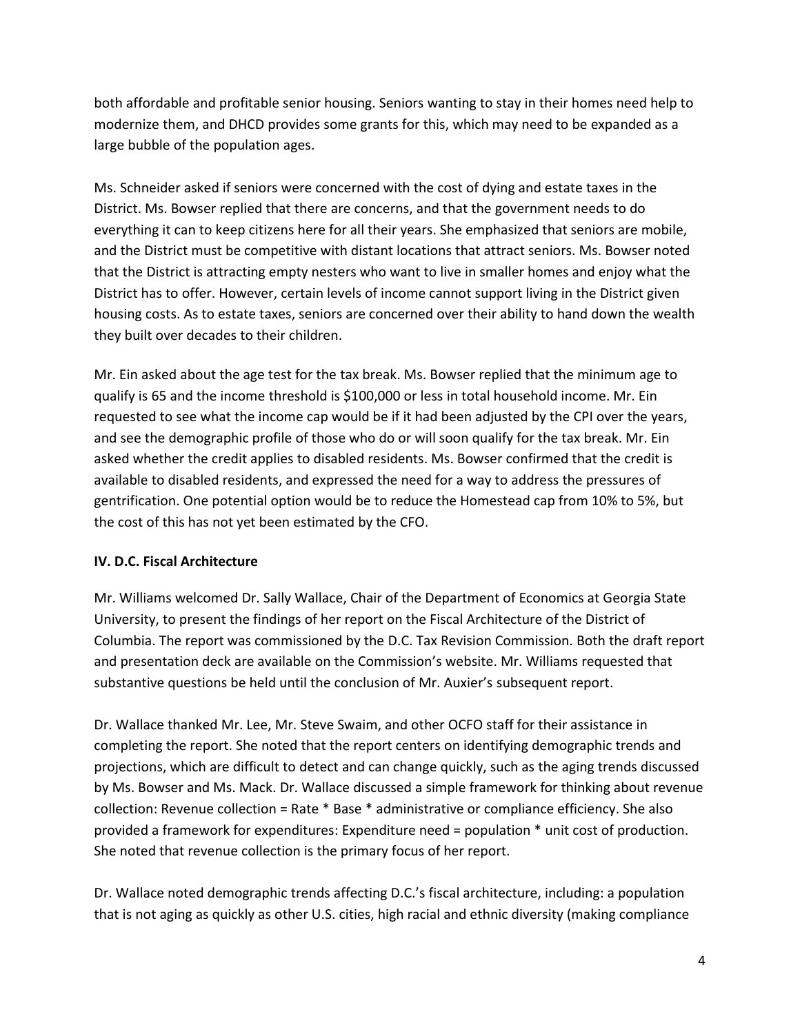both affordable and profitable senior housing. Seniors wanting to stay in their homes need help to modernize them, and DHCD provides some grants for this, which may need to be expanded as a large bubble of the population ages.

Ms. Schneider asked if seniors were concerned with the cost of dying and estate taxes in the District. Ms. Bowser replied that there are concerns, and that the government needs to do everything it can to keep citizens here for all their years. She emphasized that seniors are mobile, and the District must be competitive with distant locations that attract seniors. Ms. Bowser noted that the District is attracting empty nesters who want to live in smaller homes and enjoy what the District has to offer. However, certain levels of income cannot support living in the District given housing costs. As to estate taxes, seniors are concerned over their ability to hand down the wealth they built over decades to their children.

Mr. Ein asked about the age test for the tax break. Ms. Bowser replied that the minimum age to qualify is 65 and the income threshold is $100,000 or less in total household income. Mr. Ein requested to see what the income cap would be if it had been adjusted by the CPI over the years, and see the demographic profile of those who do or will soon qualify for the tax break. Mr. Ein asked whether the credit applies to disabled residents. Ms. Bowser confirmed that the credit is available to disabled residents, and expressed the need for a way to address the pressures of gentrification. One potential option would be to reduce the Homestead cap from 10% to 5%, but the cost of this has not yet been estimated by the CFO.

## IV. D.C. Fiscal Architecture

Mr. Williams welcomed Dr. Sally Wallace, Chair of the Department of Economics at Georgia State University, to present the findings of her report on the Fiscal Architecture of the District of Columbia. The report was commissioned by the D.C. Tax Revision Commission. Both the draft report and presentation deck are available on the Commission's website. Mr. Williams requested that substantive questions be held until the conclusion of Mr. Auxier's subsequent report.

Dr. Wallace thanked Mr. Lee, Mr. Steve Swaim, and other OCFO staff for their assistance in completing the report. She noted that the report centers on identifying demographic trends and projections, which are difficult to detect and can change quickly, such as the aging trends discussed by Ms. Bowser and Ms. Mack. Dr. Wallace discussed a simple framework for thinking about revenue collection: Revenue collection = Rate * Base * administrative or compliance efficiency. She also provided a framework for expenditures: Expenditure need = population * unit cost of production. She noted that revenue collection is the primary focus of her report.

Dr. Wallace noted demographic trends affecting D.C.'s fiscal architecture, including: a population that is not aging as quickly as other U.S. cities, high racial and ethnic diversity (making compliance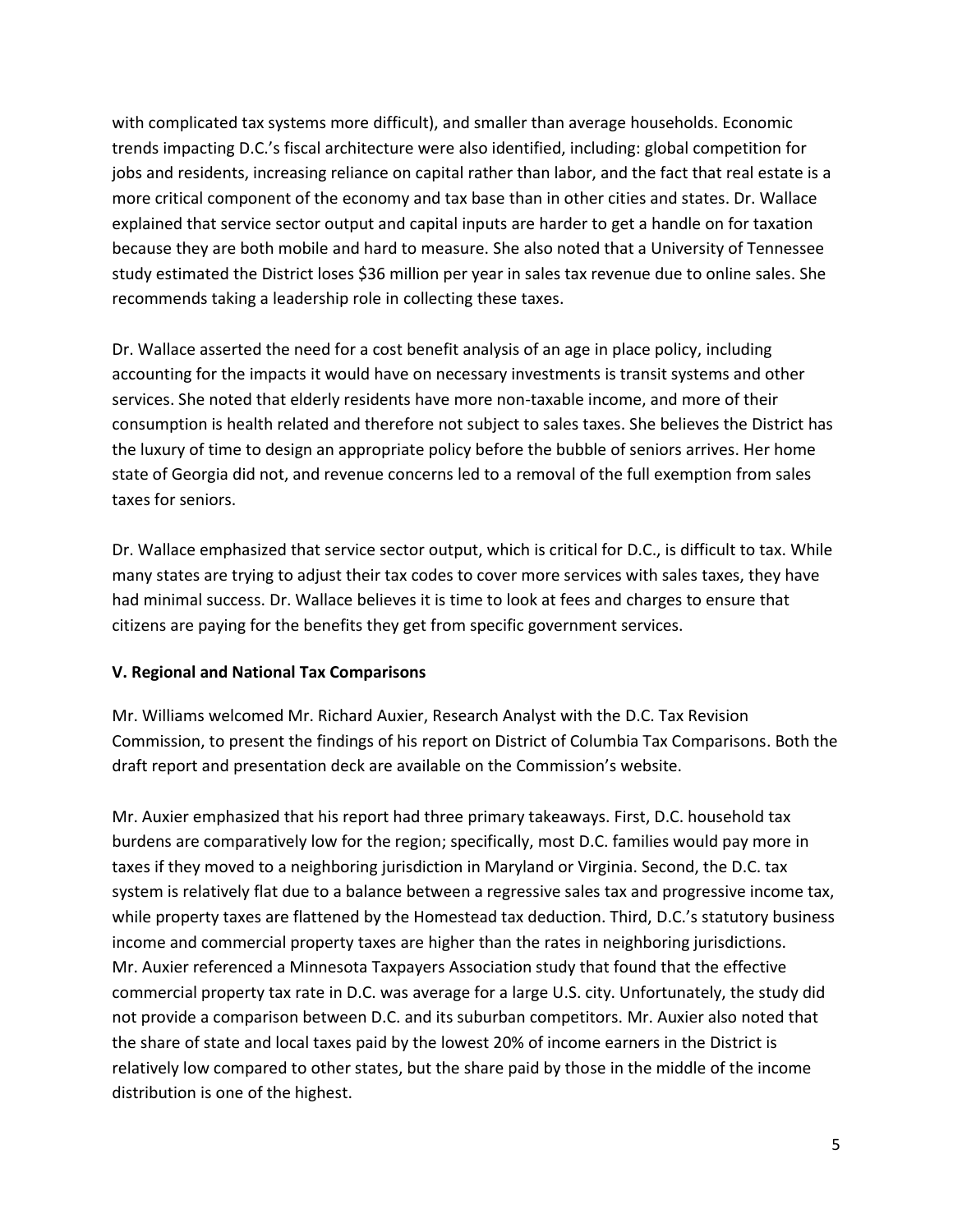with complicated tax systems more difficult), and smaller than average households. Economic trends impacting D.C.'s fiscal architecture were also identified, including: global competition for jobs and residents, increasing reliance on capital rather than labor, and the fact that real estate is a more critical component of the economy and tax base than in other cities and states. Dr. Wallace explained that service sector output and capital inputs are harder to get a handle on for taxation because they are both mobile and hard to measure. She also noted that a University of Tennessee study estimated the District loses $36 million per year in sales tax revenue due to online sales. She recommends taking a leadership role in collecting these taxes.

Dr. Wallace asserted the need for a cost benefit analysis of an age in place policy, including accounting for the impacts it would have on necessary investments is transit systems and other services. She noted that elderly residents have more non-taxable income, and more of their consumption is health related and therefore not subject to sales taxes. She believes the District has the luxury of time to design an appropriate policy before the bubble of seniors arrives. Her home state of Georgia did not, and revenue concerns led to a removal of the full exemption from sales taxes for seniors.

Dr. Wallace emphasized that service sector output, which is critical for D.C., is difficult to tax. While many states are trying to adjust their tax codes to cover more services with sales taxes, they have had minimal success. Dr. Wallace believes it is time to look at fees and charges to ensure that citizens are paying for the benefits they get from specific government services.

## V. Regional and National Tax Comparisons

Mr. Williams welcomed Mr. Richard Auxier, Research Analyst with the D.C. Tax Revision Commission, to present the findings of his report on District of Columbia Tax Comparisons. Both the draft report and presentation deck are available on the Commission's website.

Mr. Auxier emphasized that his report had three primary takeaways. First, D.C. household tax burdens are comparatively low for the region; specifically, most D.C. families would pay more in taxes if they moved to a neighboring jurisdiction in Maryland or Virginia. Second, the D.C. tax system is relatively flat due to a balance between a regressive sales tax and progressive income tax, while property taxes are flattened by the Homestead tax deduction. Third, D.C.'s statutory business income and commercial property taxes are higher than the rates in neighboring jurisdictions. Mr. Auxier referenced a Minnesota Taxpayers Association study that found that the effective commercial property tax rate in D.C. was average for a large U.S. city. Unfortunately, the study did not provide a comparison between D.C. and its suburban competitors. Mr. Auxier also noted that the share of state and local taxes paid by the lowest 20% of income earners in the District is relatively low compared to other states, but the share paid by those in the middle of the income distribution is one of the highest.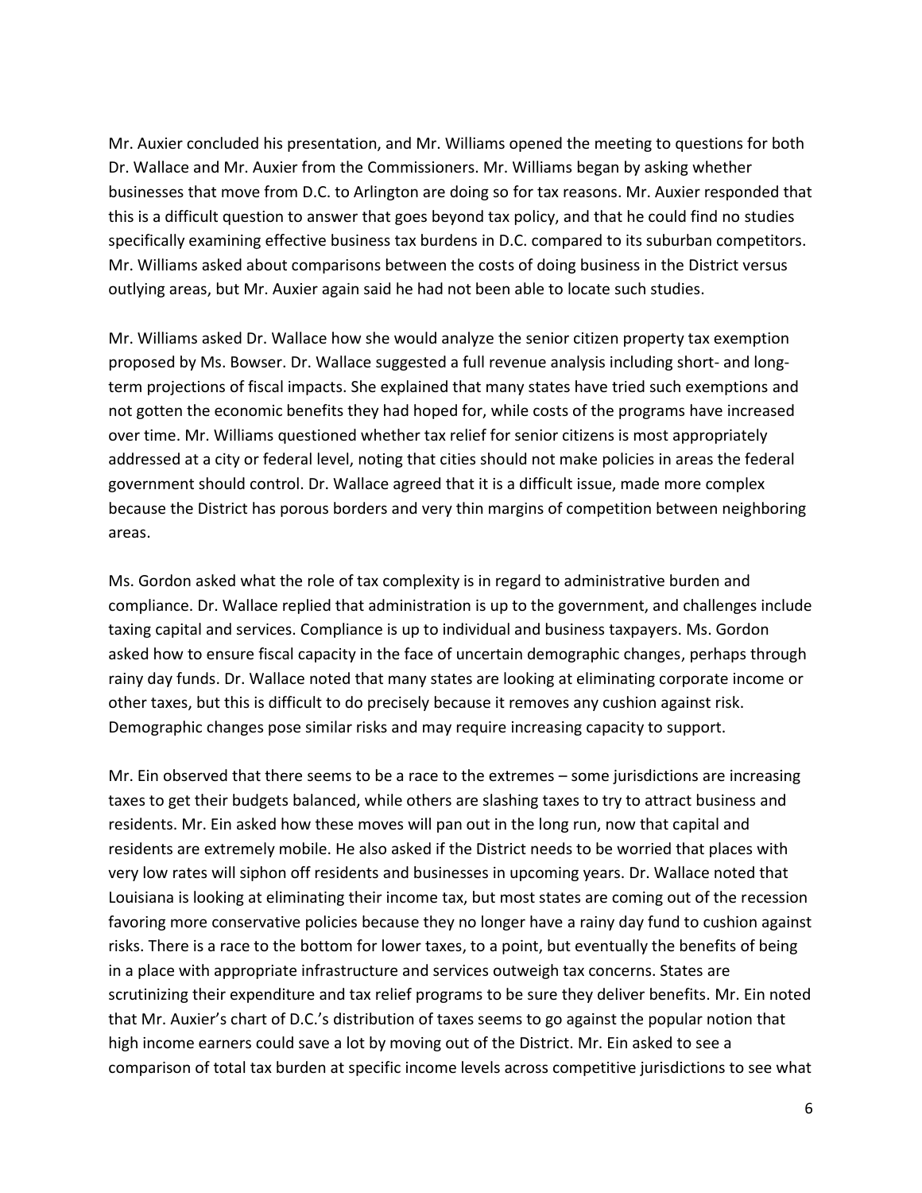Mr. Auxier concluded his presentation, and Mr. Williams opened the meeting to questions for both Dr. Wallace and Mr. Auxier from the Commissioners. Mr. Williams began by asking whether businesses that move from D.C. to Arlington are doing so for tax reasons. Mr. Auxier responded that this is a difficult question to answer that goes beyond tax policy, and that he could find no studies specifically examining effective business tax burdens in D.C. compared to its suburban competitors. Mr. Williams asked about comparisons between the costs of doing business in the District versus outlying areas, but Mr. Auxier again said he had not been able to locate such studies.

Mr. Williams asked Dr. Wallace how she would analyze the senior citizen property tax exemption proposed by Ms. Bowser. Dr. Wallace suggested a full revenue analysis including short- and long-term projections of fiscal impacts. She explained that many states have tried such exemptions and not gotten the economic benefits they had hoped for, while costs of the programs have increased over time. Mr. Williams questioned whether tax relief for senior citizens is most appropriately addressed at a city or federal level, noting that cities should not make policies in areas the federal government should control. Dr. Wallace agreed that it is a difficult issue, made more complex because the District has porous borders and very thin margins of competition between neighboring areas.

Ms. Gordon asked what the role of tax complexity is in regard to administrative burden and compliance. Dr. Wallace replied that administration is up to the government, and challenges include taxing capital and services. Compliance is up to individual and business taxpayers. Ms. Gordon asked how to ensure fiscal capacity in the face of uncertain demographic changes, perhaps through rainy day funds. Dr. Wallace noted that many states are looking at eliminating corporate income or other taxes, but this is difficult to do precisely because it removes any cushion against risk. Demographic changes pose similar risks and may require increasing capacity to support.

Mr. Ein observed that there seems to be a race to the extremes – some jurisdictions are increasing taxes to get their budgets balanced, while others are slashing taxes to try to attract business and residents. Mr. Ein asked how these moves will pan out in the long run, now that capital and residents are extremely mobile. He also asked if the District needs to be worried that places with very low rates will siphon off residents and businesses in upcoming years. Dr. Wallace noted that Louisiana is looking at eliminating their income tax, but most states are coming out of the recession favoring more conservative policies because they no longer have a rainy day fund to cushion against risks. There is a race to the bottom for lower taxes, to a point, but eventually the benefits of being in a place with appropriate infrastructure and services outweigh tax concerns. States are scrutinizing their expenditure and tax relief programs to be sure they deliver benefits. Mr. Ein noted that Mr. Auxier's chart of D.C.'s distribution of taxes seems to go against the popular notion that high income earners could save a lot by moving out of the District. Mr. Ein asked to see a comparison of total tax burden at specific income levels across competitive jurisdictions to see what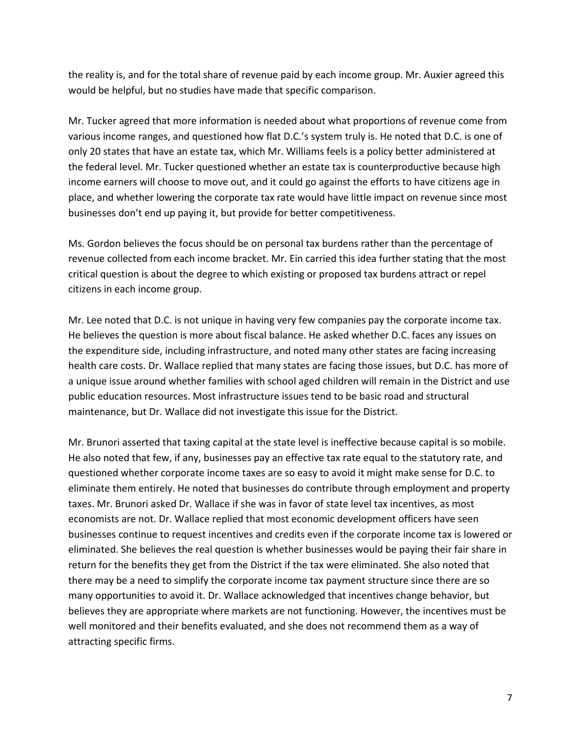the reality is, and for the total share of revenue paid by each income group. Mr. Auxier agreed this would be helpful, but no studies have made that specific comparison.

Mr. Tucker agreed that more information is needed about what proportions of revenue come from various income ranges, and questioned how flat D.C.'s system truly is. He noted that D.C. is one of only 20 states that have an estate tax, which Mr. Williams feels is a policy better administered at the federal level. Mr. Tucker questioned whether an estate tax is counterproductive because high income earners will choose to move out, and it could go against the efforts to have citizens age in place, and whether lowering the corporate tax rate would have little impact on revenue since most businesses don't end up paying it, but provide for better competitiveness.

Ms. Gordon believes the focus should be on personal tax burdens rather than the percentage of revenue collected from each income bracket. Mr. Ein carried this idea further stating that the most critical question is about the degree to which existing or proposed tax burdens attract or repel citizens in each income group.

Mr. Lee noted that D.C. is not unique in having very few companies pay the corporate income tax. He believes the question is more about fiscal balance. He asked whether D.C. faces any issues on the expenditure side, including infrastructure, and noted many other states are facing increasing health care costs. Dr. Wallace replied that many states are facing those issues, but D.C. has more of a unique issue around whether families with school aged children will remain in the District and use public education resources. Most infrastructure issues tend to be basic road and structural maintenance, but Dr. Wallace did not investigate this issue for the District.

Mr. Brunori asserted that taxing capital at the state level is ineffective because capital is so mobile. He also noted that few, if any, businesses pay an effective tax rate equal to the statutory rate, and questioned whether corporate income taxes are so easy to avoid it might make sense for D.C. to eliminate them entirely. He noted that businesses do contribute through employment and property taxes. Mr. Brunori asked Dr. Wallace if she was in favor of state level tax incentives, as most economists are not. Dr. Wallace replied that most economic development officers have seen businesses continue to request incentives and credits even if the corporate income tax is lowered or eliminated. She believes the real question is whether businesses would be paying their fair share in return for the benefits they get from the District if the tax were eliminated. She also noted that there may be a need to simplify the corporate income tax payment structure since there are so many opportunities to avoid it. Dr. Wallace acknowledged that incentives change behavior, but believes they are appropriate where markets are not functioning. However, the incentives must be well monitored and their benefits evaluated, and she does not recommend them as a way of attracting specific firms.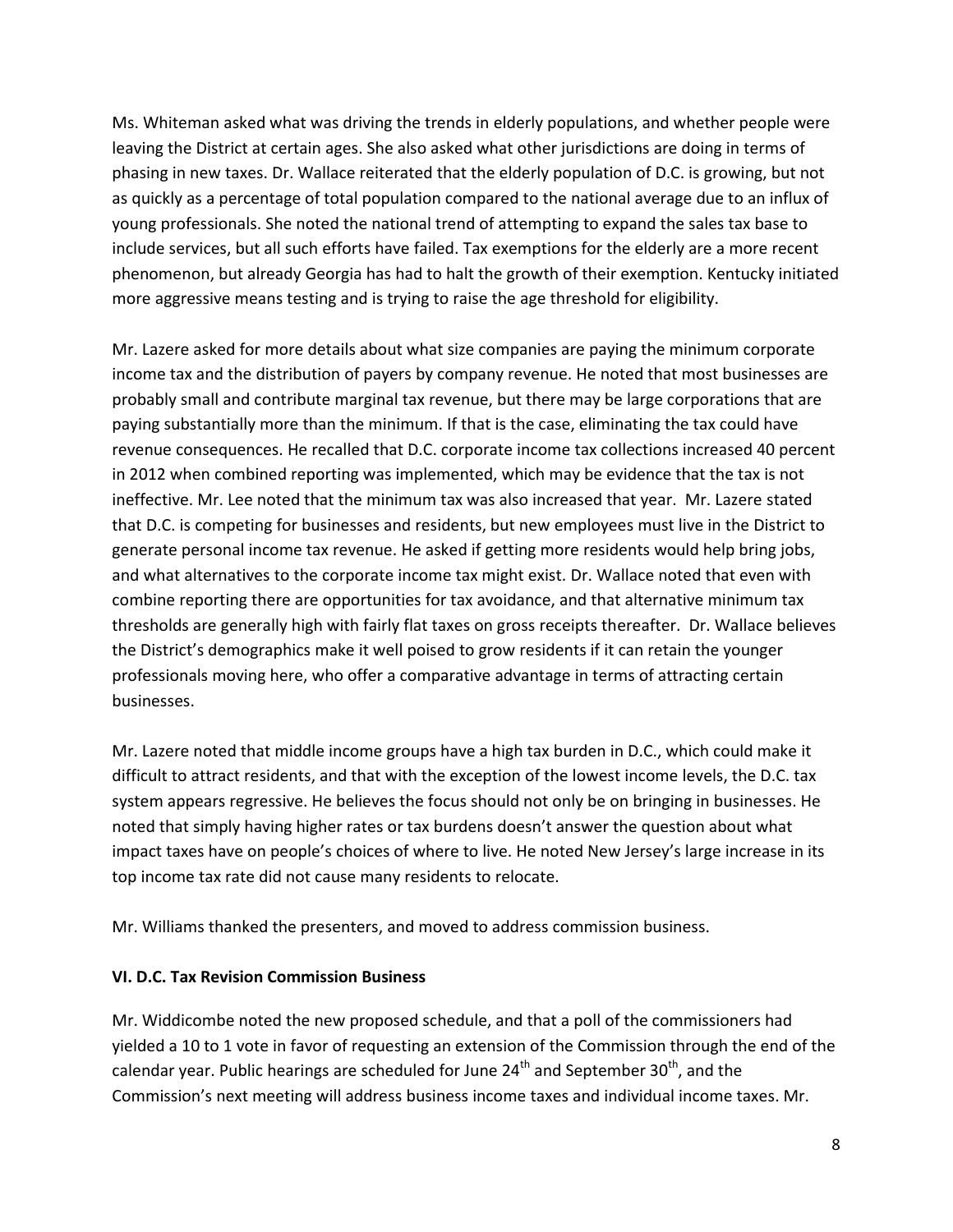Ms. Whiteman asked what was driving the trends in elderly populations, and whether people were leaving the District at certain ages. She also asked what other jurisdictions are doing in terms of phasing in new taxes. Dr. Wallace reiterated that the elderly population of D.C. is growing, but not as quickly as a percentage of total population compared to the national average due to an influx of young professionals. She noted the national trend of attempting to expand the sales tax base to include services, but all such efforts have failed. Tax exemptions for the elderly are a more recent phenomenon, but already Georgia has had to halt the growth of their exemption. Kentucky initiated more aggressive means testing and is trying to raise the age threshold for eligibility.

Mr. Lazere asked for more details about what size companies are paying the minimum corporate income tax and the distribution of payers by company revenue. He noted that most businesses are probably small and contribute marginal tax revenue, but there may be large corporations that are paying substantially more than the minimum. If that is the case, eliminating the tax could have revenue consequences. He recalled that D.C. corporate income tax collections increased 40 percent in 2012 when combined reporting was implemented, which may be evidence that the tax is not ineffective. Mr. Lee noted that the minimum tax was also increased that year. Mr. Lazere stated that D.C. is competing for businesses and residents, but new employees must live in the District to generate personal income tax revenue. He asked if getting more residents would help bring jobs, and what alternatives to the corporate income tax might exist. Dr. Wallace noted that even with combine reporting there are opportunities for tax avoidance, and that alternative minimum tax thresholds are generally high with fairly flat taxes on gross receipts thereafter. Dr. Wallace believes the District's demographics make it well poised to grow residents if it can retain the younger professionals moving here, who offer a comparative advantage in terms of attracting certain businesses.

Mr. Lazere noted that middle income groups have a high tax burden in D.C., which could make it difficult to attract residents, and that with the exception of the lowest income levels, the D.C. tax system appears regressive. He believes the focus should not only be on bringing in businesses. He noted that simply having higher rates or tax burdens doesn't answer the question about what impact taxes have on people's choices of where to live. He noted New Jersey's large increase in its top income tax rate did not cause many residents to relocate.

Mr. Williams thanked the presenters, and moved to address commission business.

**VI. D.C. Tax Revision Commission Business**

Mr. Widdicombe noted the new proposed schedule, and that a poll of the commissioners had yielded a 10 to 1 vote in favor of requesting an extension of the Commission through the end of the calendar year. Public hearings are scheduled for June 24th and September 30th, and the Commission's next meeting will address business income taxes and individual income taxes. Mr.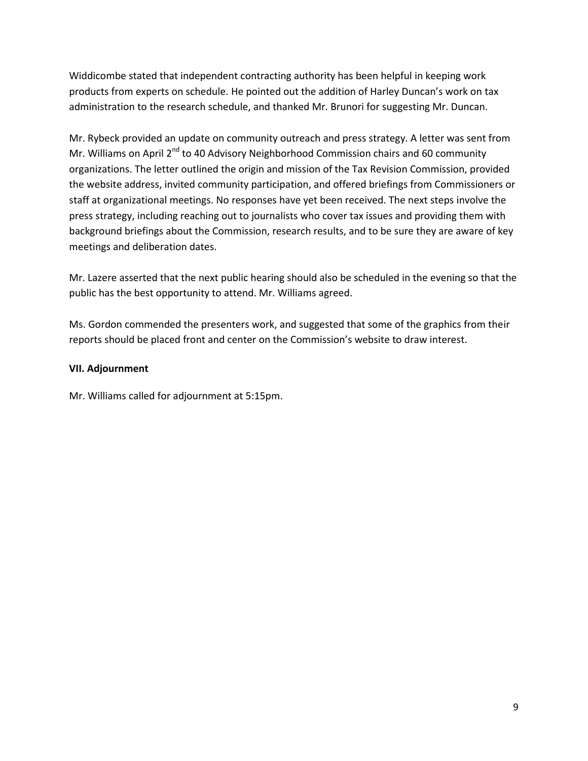Widdicombe stated that independent contracting authority has been helpful in keeping work products from experts on schedule. He pointed out the addition of Harley Duncan's work on tax administration to the research schedule, and thanked Mr. Brunori for suggesting Mr. Duncan.

Mr. Rybeck provided an update on community outreach and press strategy. A letter was sent from Mr. Williams on April 2nd to 40 Advisory Neighborhood Commission chairs and 60 community organizations. The letter outlined the origin and mission of the Tax Revision Commission, provided the website address, invited community participation, and offered briefings from Commissioners or staff at organizational meetings. No responses have yet been received. The next steps involve the press strategy, including reaching out to journalists who cover tax issues and providing them with background briefings about the Commission, research results, and to be sure they are aware of key meetings and deliberation dates.

Mr. Lazere asserted that the next public hearing should also be scheduled in the evening so that the public has the best opportunity to attend. Mr. Williams agreed.

Ms. Gordon commended the presenters work, and suggested that some of the graphics from their reports should be placed front and center on the Commission's website to draw interest.

**VII. Adjournment**

Mr. Williams called for adjournment at 5:15pm.